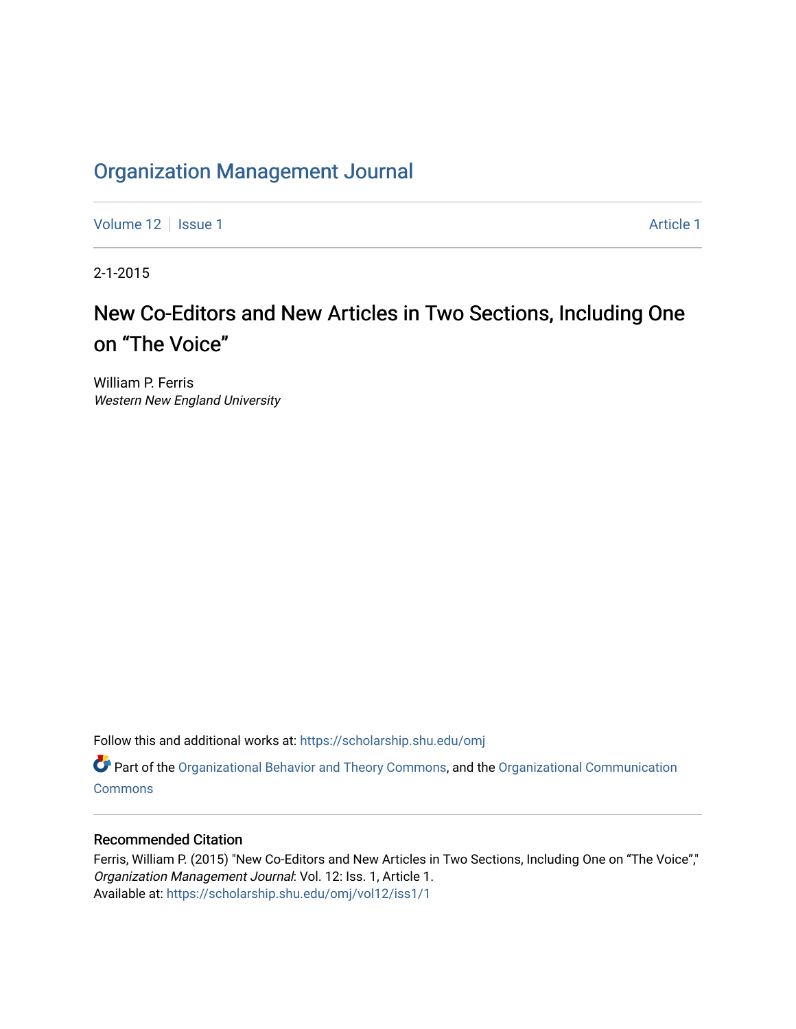Organization Management Journal

Volume 12 | Issue 1 | Article 1

2-1-2015

# New Co-Editors and New Articles in Two Sections, Including One on "The Voice"

William P. Ferris
*Western New England University*

Follow this and additional works at: https://scholarship.shu.edu/omj

Part of the Organizational Behavior and Theory Commons, and the Organizational Communication Commons

## Recommended Citation

Ferris, William P. (2015) "New Co-Editors and New Articles in Two Sections, Including One on "The Voice"," *Organization Management Journal*: Vol. 12: Iss. 1, Article 1.
Available at: https://scholarship.shu.edu/omj/vol12/iss1/1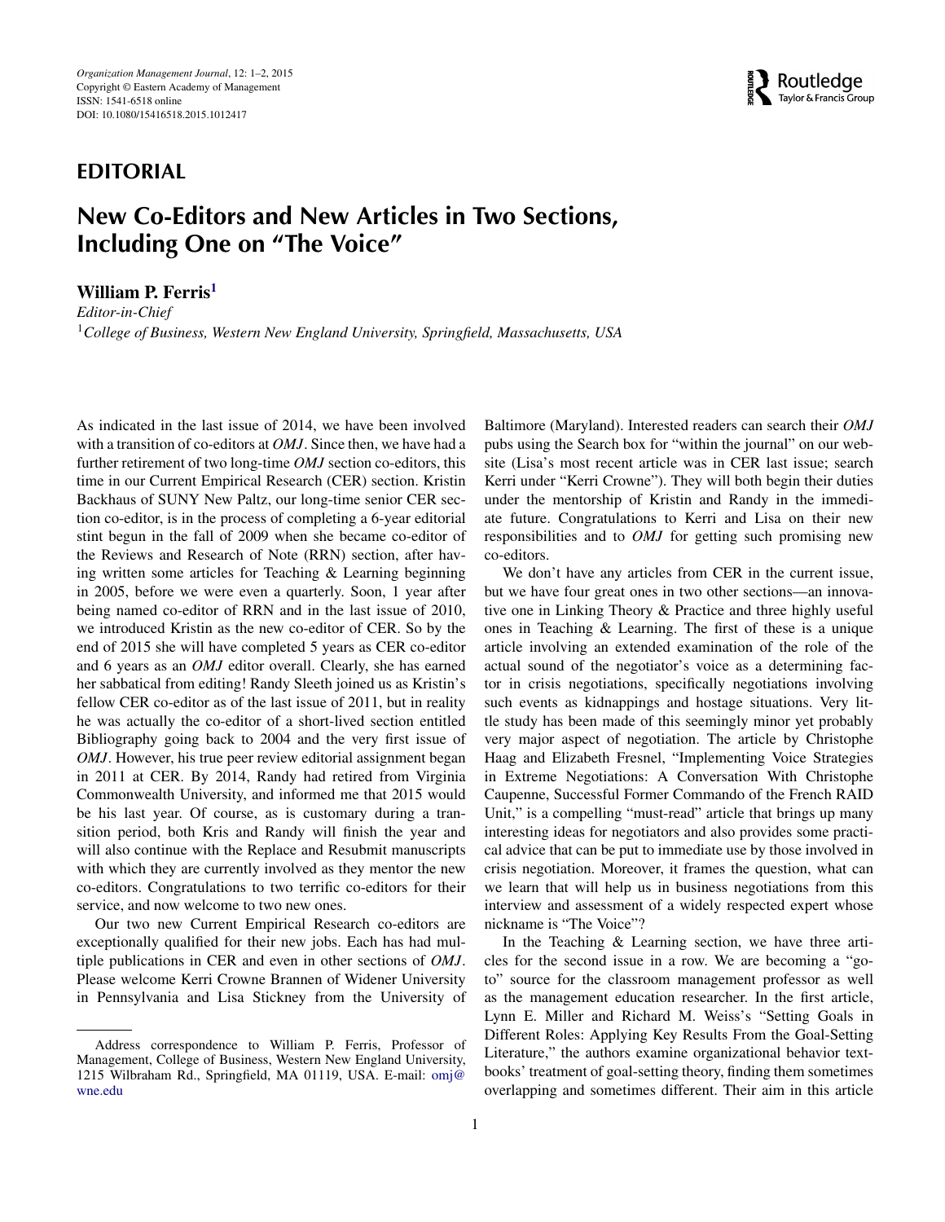## EDITORIAL

# New Co-Editors and New Articles in Two Sections, Including One on "The Voice"

**William P. Ferris**[1]

*Editor-in-Chief*

[1]*College of Business, Western New England University, Springfield, Massachusetts, USA*

As indicated in the last issue of 2014, we have been involved with a transition of co-editors at *OMJ*. Since then, we have had a further retirement of two long-time *OMJ* section co-editors, this time in our Current Empirical Research (CER) section. Kristin Backhaus of SUNY New Paltz, our long-time senior CER section co-editor, is in the process of completing a 6-year editorial stint begun in the fall of 2009 when she became co-editor of the Reviews and Research of Note (RRN) section, after having written some articles for Teaching & Learning beginning in 2005, before we were even a quarterly. Soon, 1 year after being named co-editor of RRN and in the last issue of 2010, we introduced Kristin as the new co-editor of CER. So by the end of 2015 she will have completed 5 years as CER co-editor and 6 years as an *OMJ* editor overall. Clearly, she has earned her sabbatical from editing! Randy Sleeth joined us as Kristin's fellow CER co-editor as of the last issue of 2011, but in reality he was actually the co-editor of a short-lived section entitled Bibliography going back to 2004 and the very first issue of *OMJ*. However, his true peer review editorial assignment began in 2011 at CER. By 2014, Randy had retired from Virginia Commonwealth University, and informed me that 2015 would be his last year. Of course, as is customary during a transition period, both Kris and Randy will finish the year and will also continue with the Replace and Resubmit manuscripts with which they are currently involved as they mentor the new co-editors. Congratulations to two terrific co-editors for their service, and now welcome to two new ones.

Our two new Current Empirical Research co-editors are exceptionally qualified for their new jobs. Each has had multiple publications in CER and even in other sections of *OMJ*. Please welcome Kerri Crowne Brannen of Widener University in Pennsylvania and Lisa Stickney from the University of Baltimore (Maryland). Interested readers can search their *OMJ* pubs using the Search box for "within the journal" on our website (Lisa's most recent article was in CER last issue; search Kerri under "Kerri Crowne"). They will both begin their duties under the mentorship of Kristin and Randy in the immediate future. Congratulations to Kerri and Lisa on their new responsibilities and to *OMJ* for getting such promising new co-editors.

We don't have any articles from CER in the current issue, but we have four great ones in two other sections—an innovative one in Linking Theory & Practice and three highly useful ones in Teaching & Learning. The first of these is a unique article involving an extended examination of the role of the actual sound of the negotiator's voice as a determining factor in crisis negotiations, specifically negotiations involving such events as kidnappings and hostage situations. Very little study has been made of this seemingly minor yet probably very major aspect of negotiation. The article by Christophe Haag and Elizabeth Fresnel, "Implementing Voice Strategies in Extreme Negotiations: A Conversation With Christophe Caupenne, Successful Former Commando of the French RAID Unit," is a compelling "must-read" article that brings up many interesting ideas for negotiators and also provides some practical advice that can be put to immediate use by those involved in crisis negotiation. Moreover, it frames the question, what can we learn that will help us in business negotiations from this interview and assessment of a widely respected expert whose nickname is "The Voice"?

In the Teaching & Learning section, we have three articles for the second issue in a row. We are becoming a "go-to" source for the classroom management professor as well as the management education researcher. In the first article, Lynn E. Miller and Richard M. Weiss's "Setting Goals in Different Roles: Applying Key Results From the Goal-Setting Literature," the authors examine organizational behavior textbooks' treatment of goal-setting theory, finding them sometimes overlapping and sometimes different. Their aim in this article

Address correspondence to William P. Ferris, Professor of Management, College of Business, Western New England University, 1215 Wilbraham Rd., Springfield, MA 01119, USA. E-mail: omj@wne.edu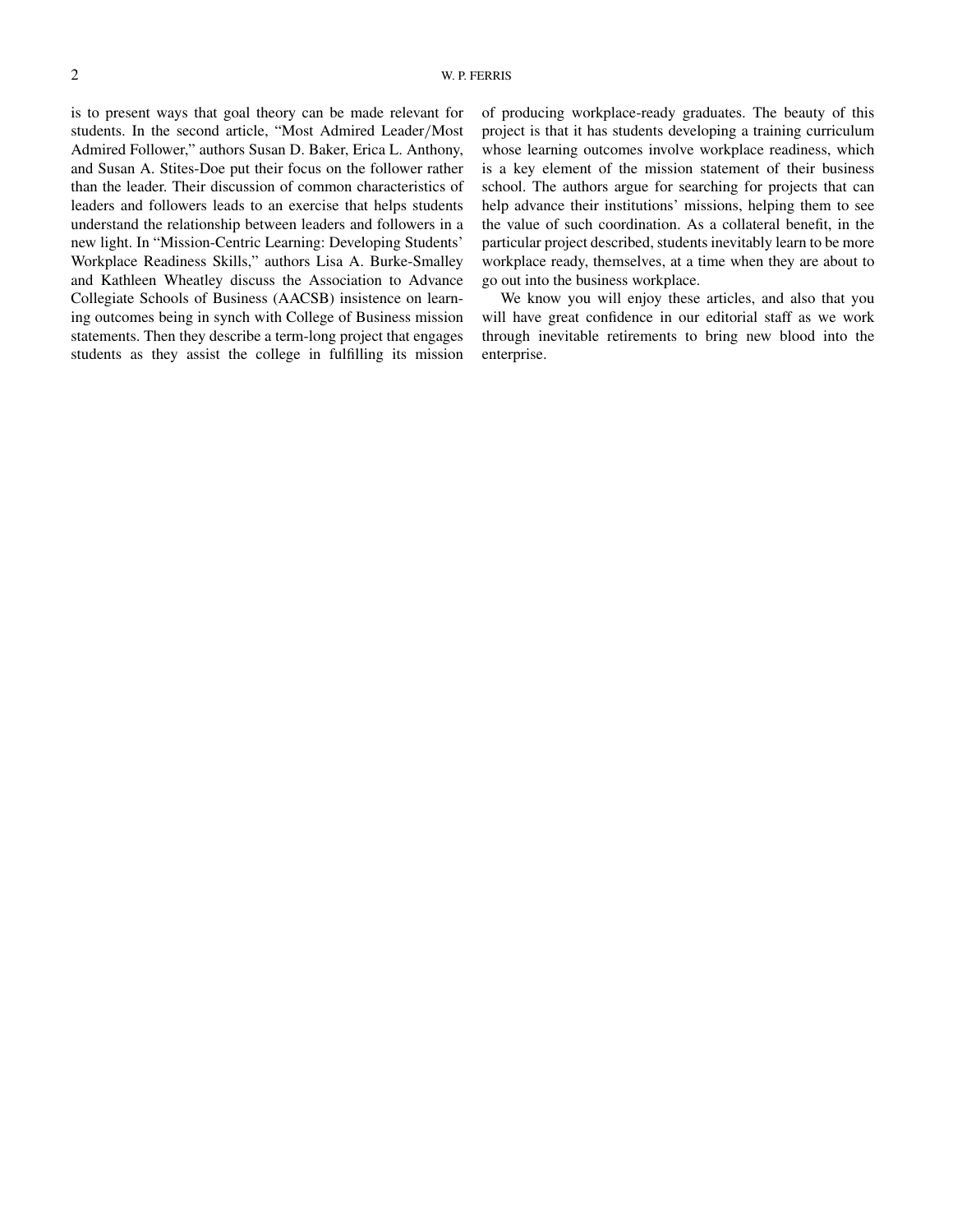is to present ways that goal theory can be made relevant for students. In the second article, "Most Admired Leader/Most Admired Follower," authors Susan D. Baker, Erica L. Anthony, and Susan A. Stites-Doe put their focus on the follower rather than the leader. Their discussion of common characteristics of leaders and followers leads to an exercise that helps students understand the relationship between leaders and followers in a new light. In "Mission-Centric Learning: Developing Students' Workplace Readiness Skills," authors Lisa A. Burke-Smalley and Kathleen Wheatley discuss the Association to Advance Collegiate Schools of Business (AACSB) insistence on learning outcomes being in synch with College of Business mission statements. Then they describe a term-long project that engages students as they assist the college in fulfilling its mission of producing workplace-ready graduates. The beauty of this project is that it has students developing a training curriculum whose learning outcomes involve workplace readiness, which is a key element of the mission statement of their business school. The authors argue for searching for projects that can help advance their institutions' missions, helping them to see the value of such coordination. As a collateral benefit, in the particular project described, students inevitably learn to be more workplace ready, themselves, at a time when they are about to go out into the business workplace.

We know you will enjoy these articles, and also that you will have great confidence in our editorial staff as we work through inevitable retirements to bring new blood into the enterprise.